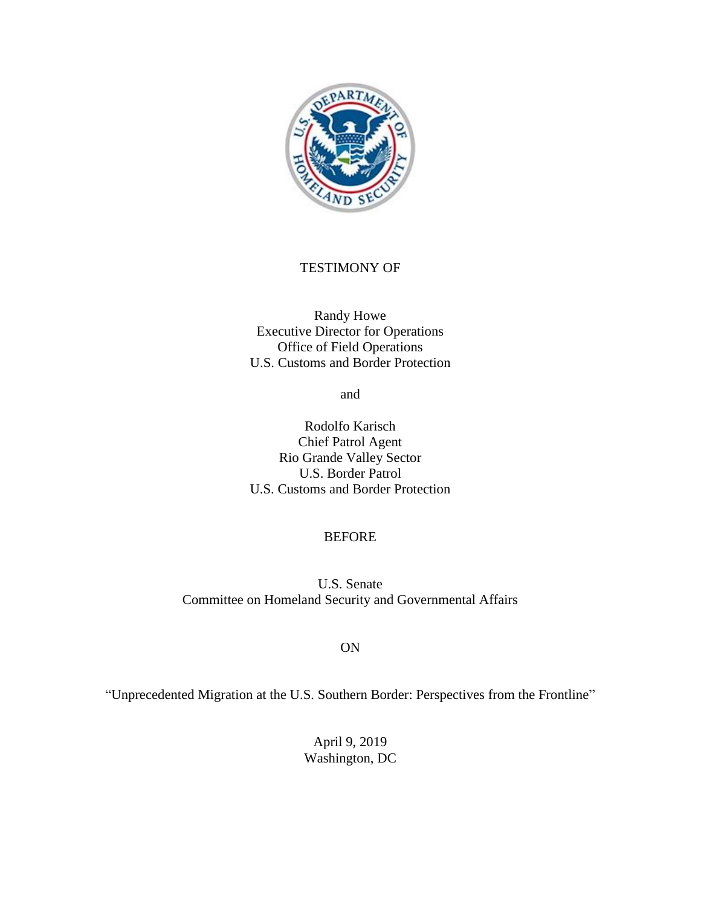TESTIMONY OF

Randy Howe
Executive Director for Operations
Office of Field Operations
U.S. Customs and Border Protection

and

Rodolfo Karisch
Chief Patrol Agent
Rio Grande Valley Sector
U.S. Border Patrol
U.S. Customs and Border Protection

BEFORE

U.S. Senate
Committee on Homeland Security and Governmental Affairs

ON

"Unprecedented Migration at the U.S. Southern Border: Perspectives from the Frontline"

April 9, 2019
Washington, DC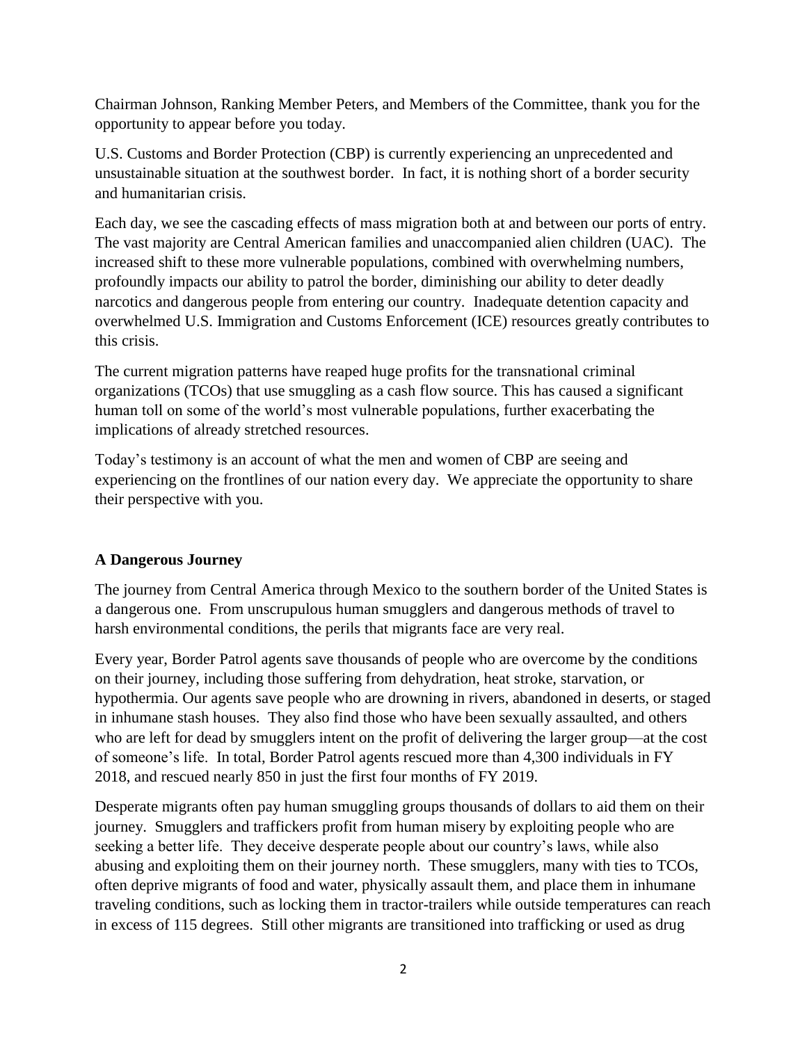Chairman Johnson, Ranking Member Peters, and Members of the Committee, thank you for the opportunity to appear before you today.

U.S. Customs and Border Protection (CBP) is currently experiencing an unprecedented and unsustainable situation at the southwest border. In fact, it is nothing short of a border security and humanitarian crisis.

Each day, we see the cascading effects of mass migration both at and between our ports of entry. The vast majority are Central American families and unaccompanied alien children (UAC). The increased shift to these more vulnerable populations, combined with overwhelming numbers, profoundly impacts our ability to patrol the border, diminishing our ability to deter deadly narcotics and dangerous people from entering our country. Inadequate detention capacity and overwhelmed U.S. Immigration and Customs Enforcement (ICE) resources greatly contributes to this crisis.

The current migration patterns have reaped huge profits for the transnational criminal organizations (TCOs) that use smuggling as a cash flow source. This has caused a significant human toll on some of the world's most vulnerable populations, further exacerbating the implications of already stretched resources.

Today's testimony is an account of what the men and women of CBP are seeing and experiencing on the frontlines of our nation every day. We appreciate the opportunity to share their perspective with you.

**A Dangerous Journey**

The journey from Central America through Mexico to the southern border of the United States is a dangerous one. From unscrupulous human smugglers and dangerous methods of travel to harsh environmental conditions, the perils that migrants face are very real.

Every year, Border Patrol agents save thousands of people who are overcome by the conditions on their journey, including those suffering from dehydration, heat stroke, starvation, or hypothermia. Our agents save people who are drowning in rivers, abandoned in deserts, or staged in inhumane stash houses. They also find those who have been sexually assaulted, and others who are left for dead by smugglers intent on the profit of delivering the larger group—at the cost of someone's life. In total, Border Patrol agents rescued more than 4,300 individuals in FY 2018, and rescued nearly 850 in just the first four months of FY 2019.

Desperate migrants often pay human smuggling groups thousands of dollars to aid them on their journey. Smugglers and traffickers profit from human misery by exploiting people who are seeking a better life. They deceive desperate people about our country's laws, while also abusing and exploiting them on their journey north. These smugglers, many with ties to TCOs, often deprive migrants of food and water, physically assault them, and place them in inhumane traveling conditions, such as locking them in tractor-trailers while outside temperatures can reach in excess of 115 degrees. Still other migrants are transitioned into trafficking or used as drug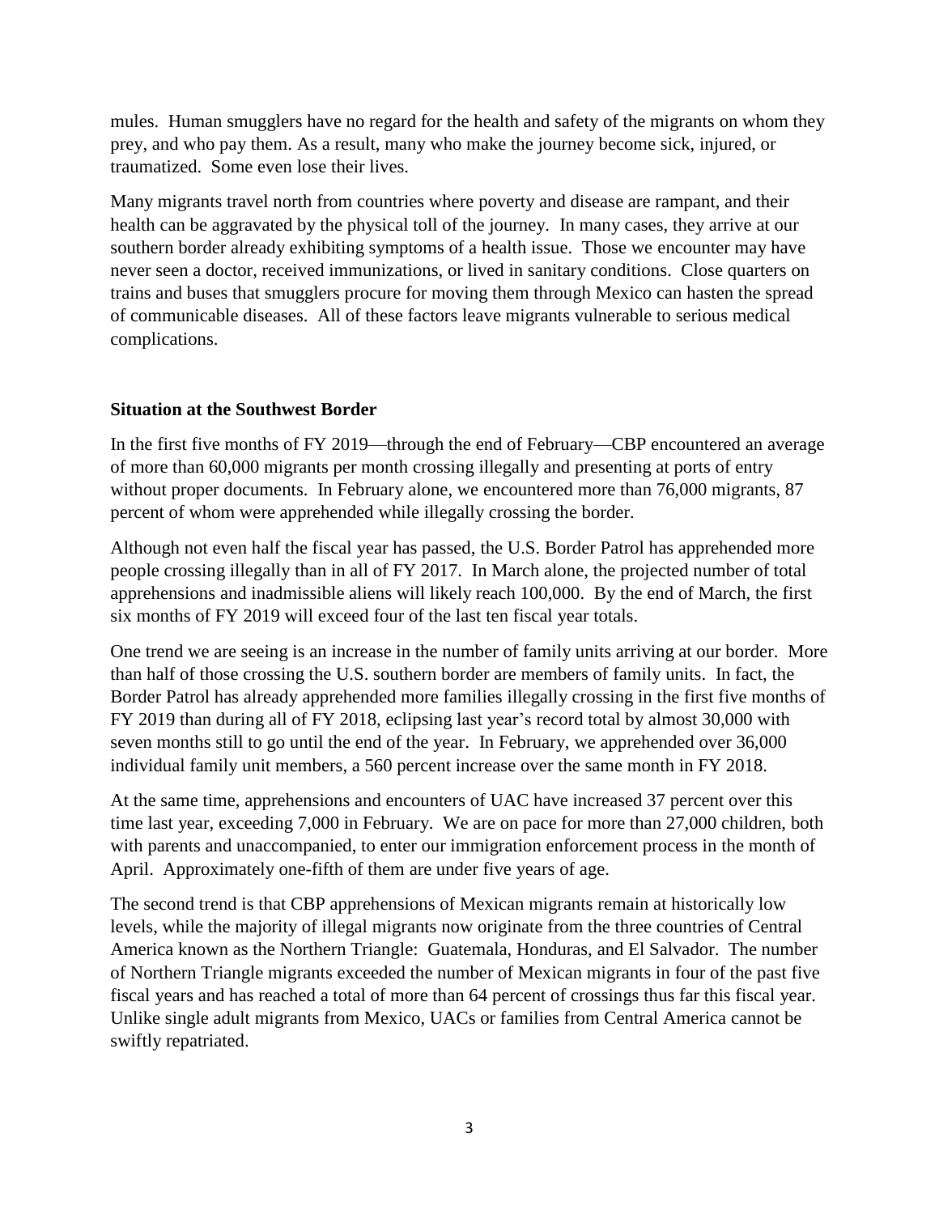mules. Human smugglers have no regard for the health and safety of the migrants on whom they prey, and who pay them. As a result, many who make the journey become sick, injured, or traumatized. Some even lose their lives.

Many migrants travel north from countries where poverty and disease are rampant, and their health can be aggravated by the physical toll of the journey. In many cases, they arrive at our southern border already exhibiting symptoms of a health issue. Those we encounter may have never seen a doctor, received immunizations, or lived in sanitary conditions. Close quarters on trains and buses that smugglers procure for moving them through Mexico can hasten the spread of communicable diseases. All of these factors leave migrants vulnerable to serious medical complications.

**Situation at the Southwest Border**

In the first five months of FY 2019—through the end of February—CBP encountered an average of more than 60,000 migrants per month crossing illegally and presenting at ports of entry without proper documents. In February alone, we encountered more than 76,000 migrants, 87 percent of whom were apprehended while illegally crossing the border.

Although not even half the fiscal year has passed, the U.S. Border Patrol has apprehended more people crossing illegally than in all of FY 2017. In March alone, the projected number of total apprehensions and inadmissible aliens will likely reach 100,000. By the end of March, the first six months of FY 2019 will exceed four of the last ten fiscal year totals.

One trend we are seeing is an increase in the number of family units arriving at our border. More than half of those crossing the U.S. southern border are members of family units. In fact, the Border Patrol has already apprehended more families illegally crossing in the first five months of FY 2019 than during all of FY 2018, eclipsing last year's record total by almost 30,000 with seven months still to go until the end of the year. In February, we apprehended over 36,000 individual family unit members, a 560 percent increase over the same month in FY 2018.

At the same time, apprehensions and encounters of UAC have increased 37 percent over this time last year, exceeding 7,000 in February. We are on pace for more than 27,000 children, both with parents and unaccompanied, to enter our immigration enforcement process in the month of April. Approximately one-fifth of them are under five years of age.

The second trend is that CBP apprehensions of Mexican migrants remain at historically low levels, while the majority of illegal migrants now originate from the three countries of Central America known as the Northern Triangle: Guatemala, Honduras, and El Salvador. The number of Northern Triangle migrants exceeded the number of Mexican migrants in four of the past five fiscal years and has reached a total of more than 64 percent of crossings thus far this fiscal year. Unlike single adult migrants from Mexico, UACs or families from Central America cannot be swiftly repatriated.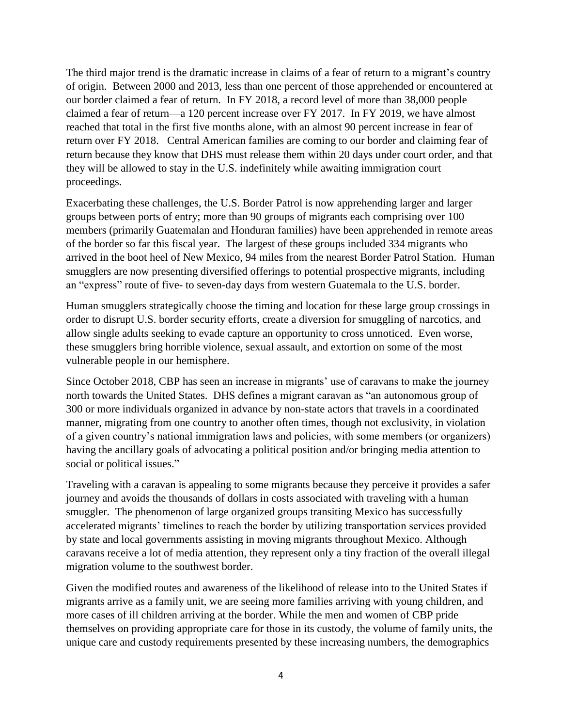The third major trend is the dramatic increase in claims of a fear of return to a migrant's country of origin. Between 2000 and 2013, less than one percent of those apprehended or encountered at our border claimed a fear of return. In FY 2018, a record level of more than 38,000 people claimed a fear of return—a 120 percent increase over FY 2017. In FY 2019, we have almost reached that total in the first five months alone, with an almost 90 percent increase in fear of return over FY 2018. Central American families are coming to our border and claiming fear of return because they know that DHS must release them within 20 days under court order, and that they will be allowed to stay in the U.S. indefinitely while awaiting immigration court proceedings.

Exacerbating these challenges, the U.S. Border Patrol is now apprehending larger and larger groups between ports of entry; more than 90 groups of migrants each comprising over 100 members (primarily Guatemalan and Honduran families) have been apprehended in remote areas of the border so far this fiscal year. The largest of these groups included 334 migrants who arrived in the boot heel of New Mexico, 94 miles from the nearest Border Patrol Station. Human smugglers are now presenting diversified offerings to potential prospective migrants, including an "express" route of five- to seven-day days from western Guatemala to the U.S. border.

Human smugglers strategically choose the timing and location for these large group crossings in order to disrupt U.S. border security efforts, create a diversion for smuggling of narcotics, and allow single adults seeking to evade capture an opportunity to cross unnoticed. Even worse, these smugglers bring horrible violence, sexual assault, and extortion on some of the most vulnerable people in our hemisphere.

Since October 2018, CBP has seen an increase in migrants' use of caravans to make the journey north towards the United States. DHS defines a migrant caravan as "an autonomous group of 300 or more individuals organized in advance by non-state actors that travels in a coordinated manner, migrating from one country to another often times, though not exclusivity, in violation of a given country's national immigration laws and policies, with some members (or organizers) having the ancillary goals of advocating a political position and/or bringing media attention to social or political issues."

Traveling with a caravan is appealing to some migrants because they perceive it provides a safer journey and avoids the thousands of dollars in costs associated with traveling with a human smuggler. The phenomenon of large organized groups transiting Mexico has successfully accelerated migrants' timelines to reach the border by utilizing transportation services provided by state and local governments assisting in moving migrants throughout Mexico. Although caravans receive a lot of media attention, they represent only a tiny fraction of the overall illegal migration volume to the southwest border.

Given the modified routes and awareness of the likelihood of release into to the United States if migrants arrive as a family unit, we are seeing more families arriving with young children, and more cases of ill children arriving at the border. While the men and women of CBP pride themselves on providing appropriate care for those in its custody, the volume of family units, the unique care and custody requirements presented by these increasing numbers, the demographics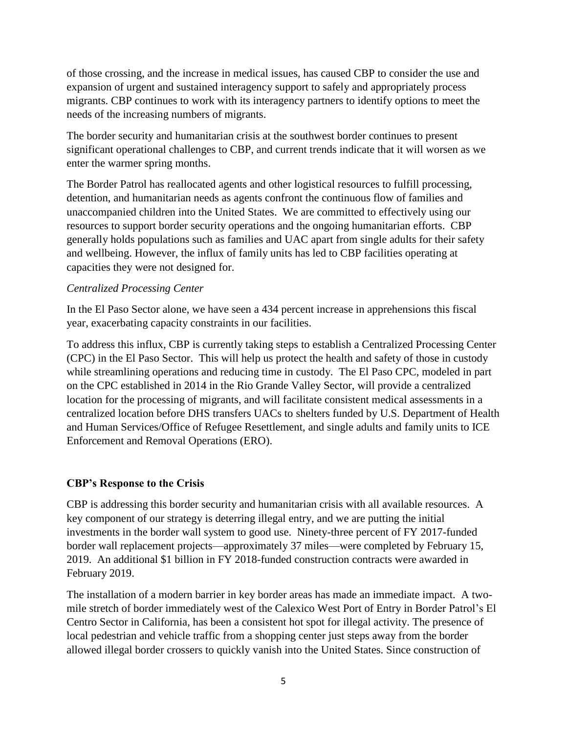of those crossing, and the increase in medical issues, has caused CBP to consider the use and expansion of urgent and sustained interagency support to safely and appropriately process migrants. CBP continues to work with its interagency partners to identify options to meet the needs of the increasing numbers of migrants.

The border security and humanitarian crisis at the southwest border continues to present significant operational challenges to CBP, and current trends indicate that it will worsen as we enter the warmer spring months.

The Border Patrol has reallocated agents and other logistical resources to fulfill processing, detention, and humanitarian needs as agents confront the continuous flow of families and unaccompanied children into the United States. We are committed to effectively using our resources to support border security operations and the ongoing humanitarian efforts. CBP generally holds populations such as families and UAC apart from single adults for their safety and wellbeing. However, the influx of family units has led to CBP facilities operating at capacities they were not designed for.

*Centralized Processing Center*

In the El Paso Sector alone, we have seen a 434 percent increase in apprehensions this fiscal year, exacerbating capacity constraints in our facilities.

To address this influx, CBP is currently taking steps to establish a Centralized Processing Center (CPC) in the El Paso Sector. This will help us protect the health and safety of those in custody while streamlining operations and reducing time in custody. The El Paso CPC, modeled in part on the CPC established in 2014 in the Rio Grande Valley Sector, will provide a centralized location for the processing of migrants, and will facilitate consistent medical assessments in a centralized location before DHS transfers UACs to shelters funded by U.S. Department of Health and Human Services/Office of Refugee Resettlement, and single adults and family units to ICE Enforcement and Removal Operations (ERO).

## CBP's Response to the Crisis

CBP is addressing this border security and humanitarian crisis with all available resources. A key component of our strategy is deterring illegal entry, and we are putting the initial investments in the border wall system to good use. Ninety-three percent of FY 2017-funded border wall replacement projects—approximately 37 miles—were completed by February 15, 2019. An additional $1 billion in FY 2018-funded construction contracts were awarded in February 2019.

The installation of a modern barrier in key border areas has made an immediate impact. A two-mile stretch of border immediately west of the Calexico West Port of Entry in Border Patrol's El Centro Sector in California, has been a consistent hot spot for illegal activity. The presence of local pedestrian and vehicle traffic from a shopping center just steps away from the border allowed illegal border crossers to quickly vanish into the United States. Since construction of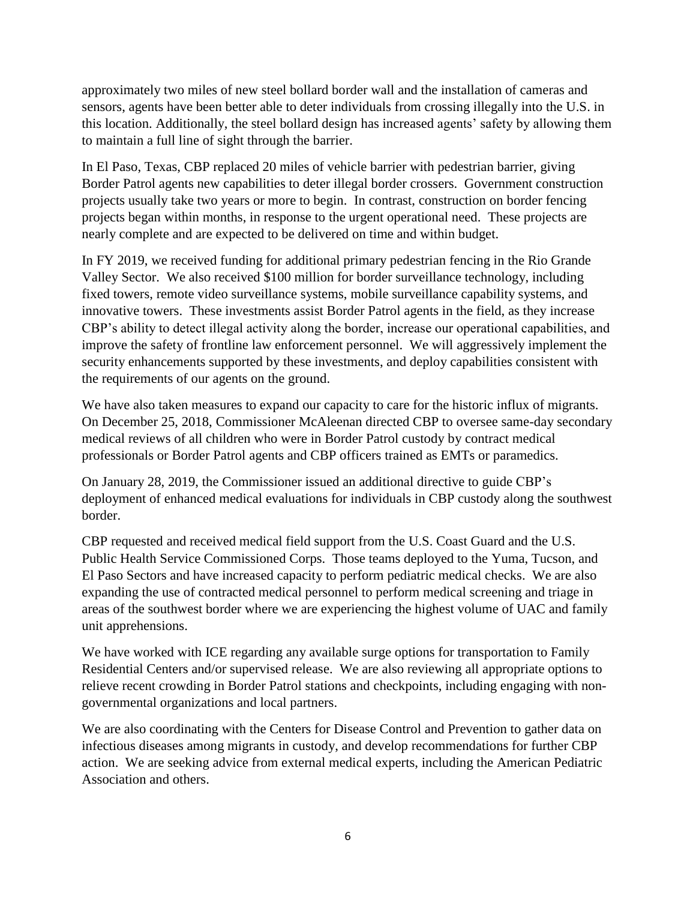approximately two miles of new steel bollard border wall and the installation of cameras and sensors, agents have been better able to deter individuals from crossing illegally into the U.S. in this location. Additionally, the steel bollard design has increased agents' safety by allowing them to maintain a full line of sight through the barrier.

In El Paso, Texas, CBP replaced 20 miles of vehicle barrier with pedestrian barrier, giving Border Patrol agents new capabilities to deter illegal border crossers. Government construction projects usually take two years or more to begin. In contrast, construction on border fencing projects began within months, in response to the urgent operational need. These projects are nearly complete and are expected to be delivered on time and within budget.

In FY 2019, we received funding for additional primary pedestrian fencing in the Rio Grande Valley Sector. We also received $100 million for border surveillance technology, including fixed towers, remote video surveillance systems, mobile surveillance capability systems, and innovative towers. These investments assist Border Patrol agents in the field, as they increase CBP's ability to detect illegal activity along the border, increase our operational capabilities, and improve the safety of frontline law enforcement personnel. We will aggressively implement the security enhancements supported by these investments, and deploy capabilities consistent with the requirements of our agents on the ground.

We have also taken measures to expand our capacity to care for the historic influx of migrants. On December 25, 2018, Commissioner McAleenan directed CBP to oversee same-day secondary medical reviews of all children who were in Border Patrol custody by contract medical professionals or Border Patrol agents and CBP officers trained as EMTs or paramedics.

On January 28, 2019, the Commissioner issued an additional directive to guide CBP's deployment of enhanced medical evaluations for individuals in CBP custody along the southwest border.

CBP requested and received medical field support from the U.S. Coast Guard and the U.S. Public Health Service Commissioned Corps. Those teams deployed to the Yuma, Tucson, and El Paso Sectors and have increased capacity to perform pediatric medical checks. We are also expanding the use of contracted medical personnel to perform medical screening and triage in areas of the southwest border where we are experiencing the highest volume of UAC and family unit apprehensions.

We have worked with ICE regarding any available surge options for transportation to Family Residential Centers and/or supervised release. We are also reviewing all appropriate options to relieve recent crowding in Border Patrol stations and checkpoints, including engaging with non-governmental organizations and local partners.

We are also coordinating with the Centers for Disease Control and Prevention to gather data on infectious diseases among migrants in custody, and develop recommendations for further CBP action. We are seeking advice from external medical experts, including the American Pediatric Association and others.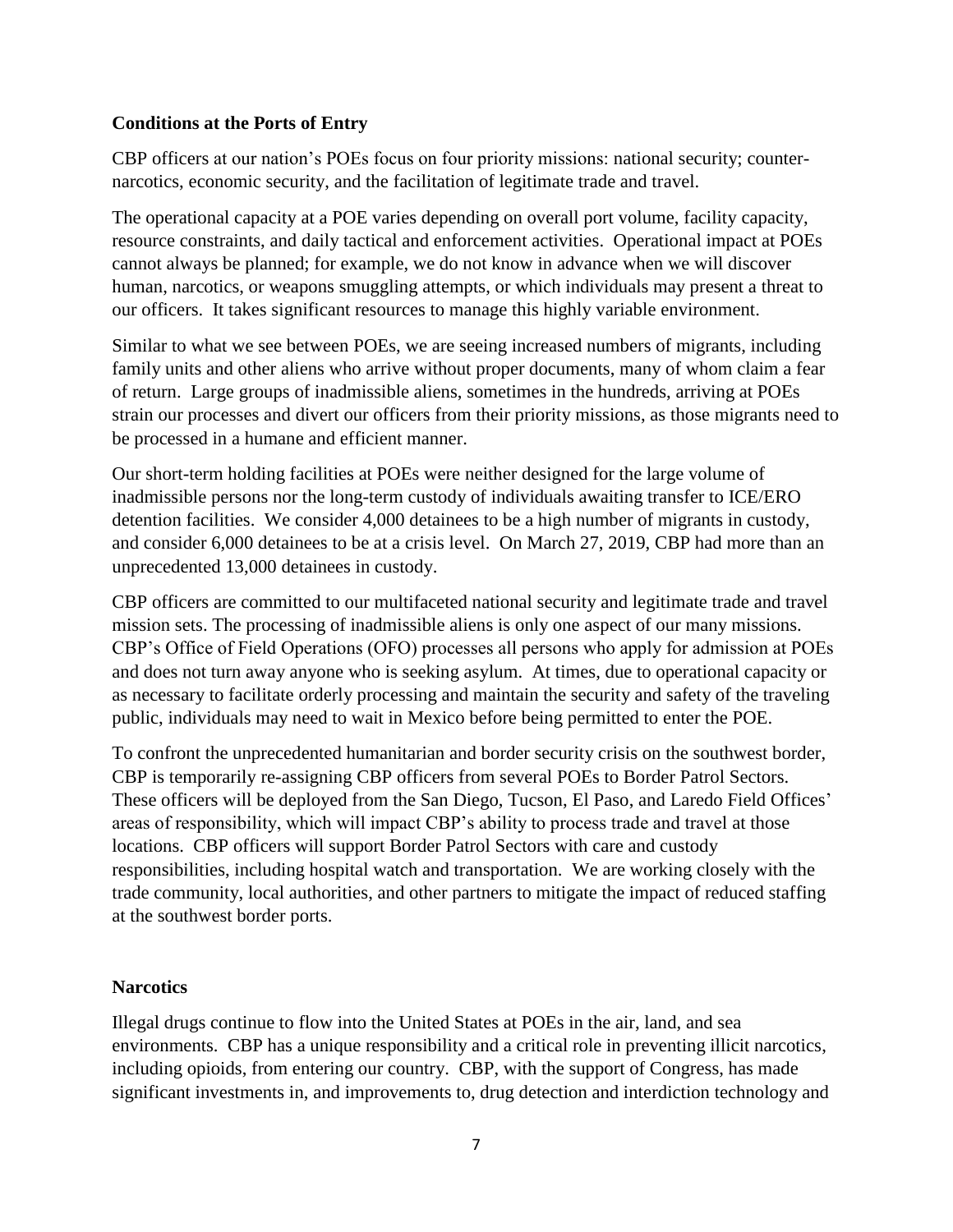**Conditions at the Ports of Entry**

CBP officers at our nation's POEs focus on four priority missions: national security; counter-narcotics, economic security, and the facilitation of legitimate trade and travel.

The operational capacity at a POE varies depending on overall port volume, facility capacity, resource constraints, and daily tactical and enforcement activities. Operational impact at POEs cannot always be planned; for example, we do not know in advance when we will discover human, narcotics, or weapons smuggling attempts, or which individuals may present a threat to our officers. It takes significant resources to manage this highly variable environment.

Similar to what we see between POEs, we are seeing increased numbers of migrants, including family units and other aliens who arrive without proper documents, many of whom claim a fear of return. Large groups of inadmissible aliens, sometimes in the hundreds, arriving at POEs strain our processes and divert our officers from their priority missions, as those migrants need to be processed in a humane and efficient manner.

Our short-term holding facilities at POEs were neither designed for the large volume of inadmissible persons nor the long-term custody of individuals awaiting transfer to ICE/ERO detention facilities. We consider 4,000 detainees to be a high number of migrants in custody, and consider 6,000 detainees to be at a crisis level. On March 27, 2019, CBP had more than an unprecedented 13,000 detainees in custody.

CBP officers are committed to our multifaceted national security and legitimate trade and travel mission sets. The processing of inadmissible aliens is only one aspect of our many missions. CBP's Office of Field Operations (OFO) processes all persons who apply for admission at POEs and does not turn away anyone who is seeking asylum. At times, due to operational capacity or as necessary to facilitate orderly processing and maintain the security and safety of the traveling public, individuals may need to wait in Mexico before being permitted to enter the POE.

To confront the unprecedented humanitarian and border security crisis on the southwest border, CBP is temporarily re-assigning CBP officers from several POEs to Border Patrol Sectors. These officers will be deployed from the San Diego, Tucson, El Paso, and Laredo Field Offices' areas of responsibility, which will impact CBP's ability to process trade and travel at those locations. CBP officers will support Border Patrol Sectors with care and custody responsibilities, including hospital watch and transportation. We are working closely with the trade community, local authorities, and other partners to mitigate the impact of reduced staffing at the southwest border ports.

**Narcotics**

Illegal drugs continue to flow into the United States at POEs in the air, land, and sea environments. CBP has a unique responsibility and a critical role in preventing illicit narcotics, including opioids, from entering our country. CBP, with the support of Congress, has made significant investments in, and improvements to, drug detection and interdiction technology and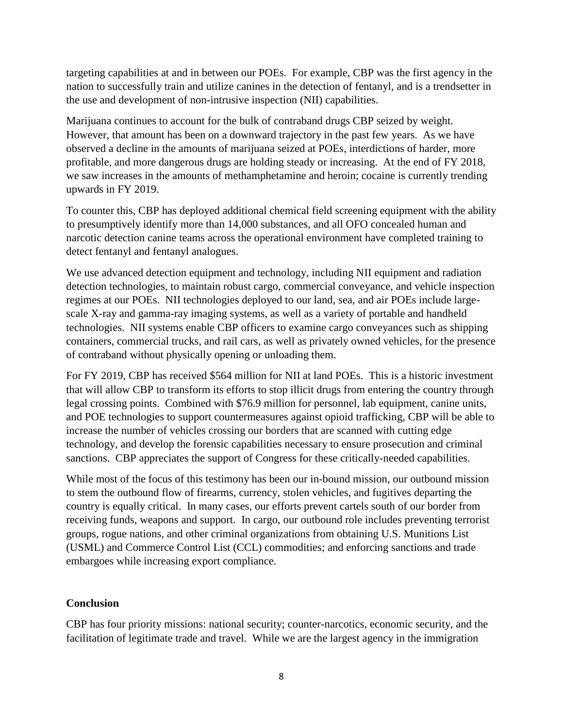targeting capabilities at and in between our POEs. For example, CBP was the first agency in the nation to successfully train and utilize canines in the detection of fentanyl, and is a trendsetter in the use and development of non-intrusive inspection (NII) capabilities.

Marijuana continues to account for the bulk of contraband drugs CBP seized by weight. However, that amount has been on a downward trajectory in the past few years. As we have observed a decline in the amounts of marijuana seized at POEs, interdictions of harder, more profitable, and more dangerous drugs are holding steady or increasing. At the end of FY 2018, we saw increases in the amounts of methamphetamine and heroin; cocaine is currently trending upwards in FY 2019.

To counter this, CBP has deployed additional chemical field screening equipment with the ability to presumptively identify more than 14,000 substances, and all OFO concealed human and narcotic detection canine teams across the operational environment have completed training to detect fentanyl and fentanyl analogues.

We use advanced detection equipment and technology, including NII equipment and radiation detection technologies, to maintain robust cargo, commercial conveyance, and vehicle inspection regimes at our POEs. NII technologies deployed to our land, sea, and air POEs include large-scale X-ray and gamma-ray imaging systems, as well as a variety of portable and handheld technologies. NII systems enable CBP officers to examine cargo conveyances such as shipping containers, commercial trucks, and rail cars, as well as privately owned vehicles, for the presence of contraband without physically opening or unloading them.

For FY 2019, CBP has received $564 million for NII at land POEs. This is a historic investment that will allow CBP to transform its efforts to stop illicit drugs from entering the country through legal crossing points. Combined with $76.9 million for personnel, lab equipment, canine units, and POE technologies to support countermeasures against opioid trafficking, CBP will be able to increase the number of vehicles crossing our borders that are scanned with cutting edge technology, and develop the forensic capabilities necessary to ensure prosecution and criminal sanctions. CBP appreciates the support of Congress for these critically-needed capabilities.

While most of the focus of this testimony has been our in-bound mission, our outbound mission to stem the outbound flow of firearms, currency, stolen vehicles, and fugitives departing the country is equally critical. In many cases, our efforts prevent cartels south of our border from receiving funds, weapons and support. In cargo, our outbound role includes preventing terrorist groups, rogue nations, and other criminal organizations from obtaining U.S. Munitions List (USML) and Commerce Control List (CCL) commodities; and enforcing sanctions and trade embargoes while increasing export compliance.

**Conclusion**

CBP has four priority missions: national security; counter-narcotics, economic security, and the facilitation of legitimate trade and travel. While we are the largest agency in the immigration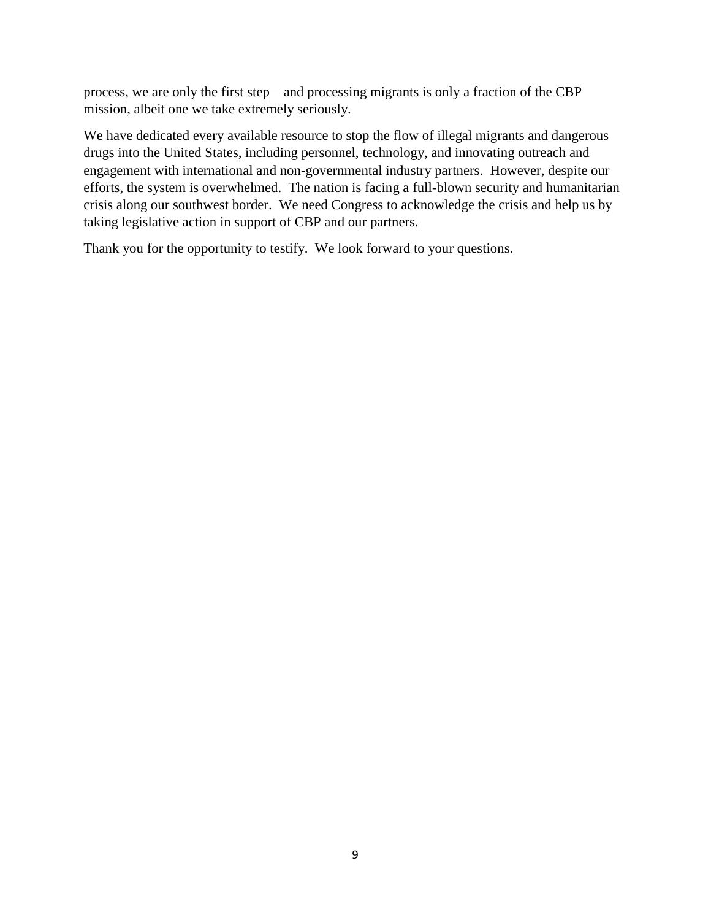process, we are only the first step—and processing migrants is only a fraction of the CBP mission, albeit one we take extremely seriously.

We have dedicated every available resource to stop the flow of illegal migrants and dangerous drugs into the United States, including personnel, technology, and innovating outreach and engagement with international and non-governmental industry partners. However, despite our efforts, the system is overwhelmed. The nation is facing a full-blown security and humanitarian crisis along our southwest border. We need Congress to acknowledge the crisis and help us by taking legislative action in support of CBP and our partners.

Thank you for the opportunity to testify. We look forward to your questions.